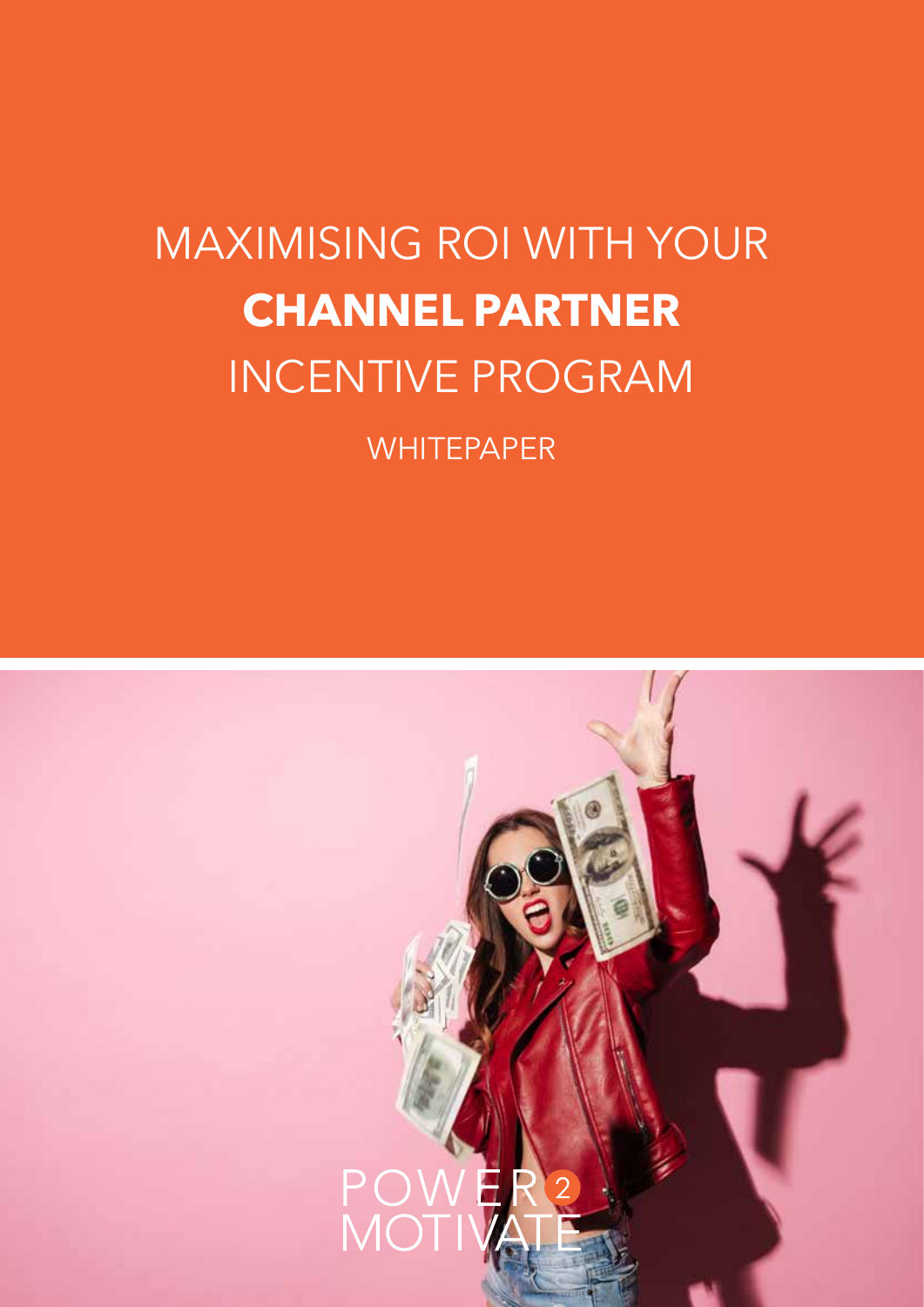# MAXIMISING ROI WITH YOUR **CHANNEL PARTNER** INCENTIVE PROGRAM

WHITEPAPER

POWER 2 MOTIVATE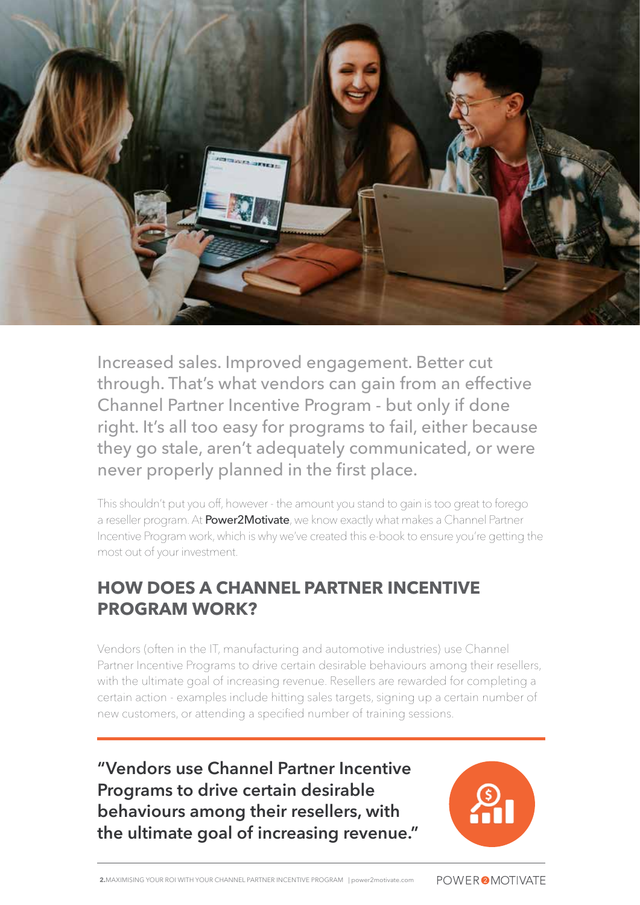Increased sales. Improved engagement. Better cut through. That's what vendors can gain from an effective Channel Partner Incentive Program - but only if done right. It's all too easy for programs to fail, either because they go stale, aren't adequately communicated, or were never properly planned in the first place.

This shouldn't put you off, however - the amount you stand to gain is too great to forego a reseller program. At **Power2Motivate**, we know exactly what makes a Channel Partner Incentive Program work, which is why we've created this e-book to ensure you're getting the most out of your investment.

## HOW DOES A CHANNEL PARTNER INCENTIVE PROGRAM WORK?

Vendors (often in the IT, manufacturing and automotive industries) use Channel Partner Incentive Programs to drive certain desirable behaviours among their resellers, with the ultimate goal of increasing revenue. Resellers are rewarded for completing a certain action - examples include hitting sales targets, signing up a certain number of new customers, or attending a specified number of training sessions.

> **"Vendors use Channel Partner Incentive Programs to drive certain desirable behaviours among their resellers, with the ultimate goal of increasing revenue."**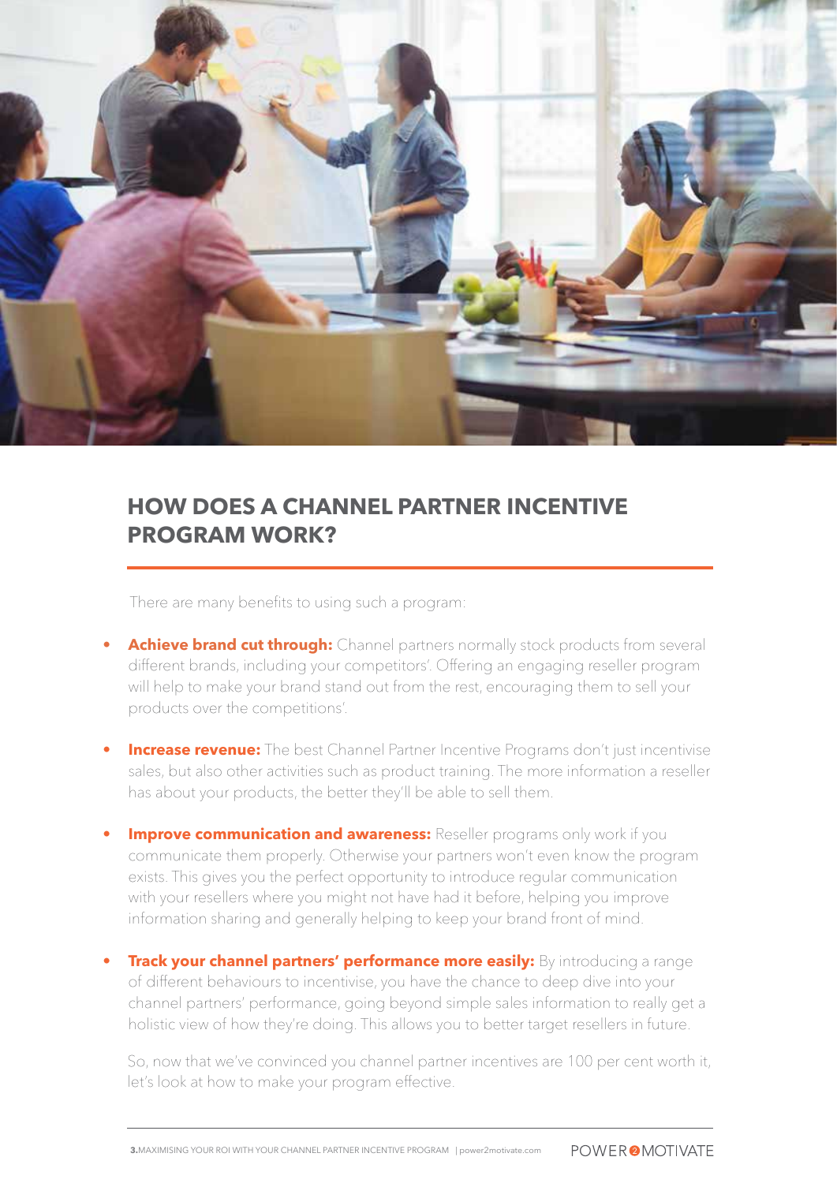## HOW DOES A CHANNEL PARTNER INCENTIVE PROGRAM WORK?

There are many benefits to using such a program:

- **Achieve brand cut through:** Channel partners normally stock products from several different brands, including your competitors'. Offering an engaging reseller program will help to make your brand stand out from the rest, encouraging them to sell your products over the competitions'.
- **Increase revenue:** The best Channel Partner Incentive Programs don't just incentivise sales, but also other activities such as product training. The more information a reseller has about your products, the better they'll be able to sell them.
- **Improve communication and awareness:** Reseller programs only work if you communicate them properly. Otherwise your partners won't even know the program exists. This gives you the perfect opportunity to introduce regular communication with your resellers where you might not have had it before, helping you improve information sharing and generally helping to keep your brand front of mind.
- **Track your channel partners' performance more easily:** By introducing a range of different behaviours to incentivise, you have the chance to deep dive into your channel partners' performance, going beyond simple sales information to really get a holistic view of how they're doing. This allows you to better target resellers in future.

So, now that we've convinced you channel partner incentives are 100 per cent worth it, let's look at how to make your program effective.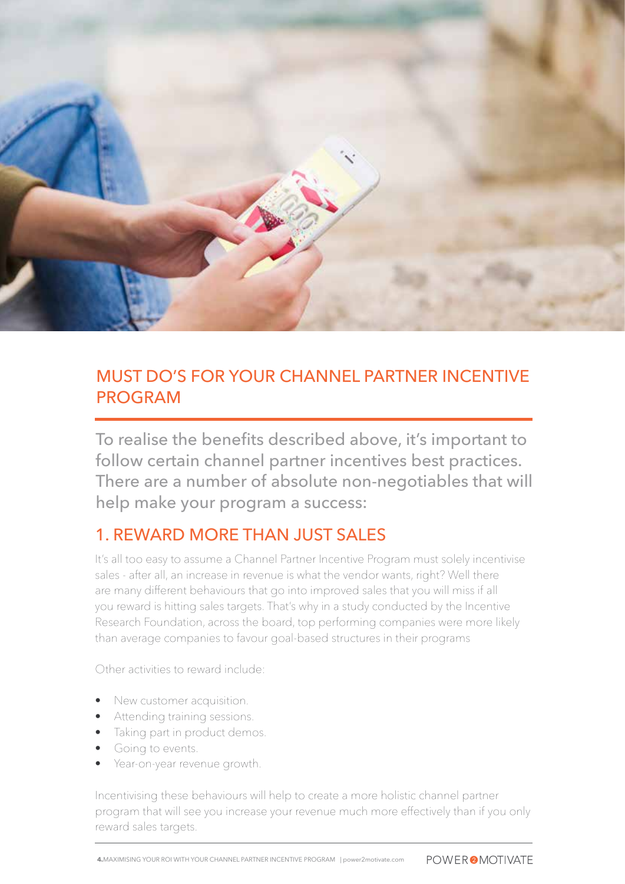## MUST DO'S FOR YOUR CHANNEL PARTNER INCENTIVE PROGRAM

To realise the benefits described above, it's important to follow certain channel partner incentives best practices. There are a number of absolute non-negotiables that will help make your program a success:

### 1. REWARD MORE THAN JUST SALES

It's all too easy to assume a Channel Partner Incentive Program must solely incentivise sales - after all, an increase in revenue is what the vendor wants, right? Well there are many different behaviours that go into improved sales that you will miss if all you reward is hitting sales targets. That's why in a study conducted by the Incentive Research Foundation, across the board, top performing companies were more likely than average companies to favour goal-based structures in their programs

Other activities to reward include:

- New customer acquisition.
- Attending training sessions.
- Taking part in product demos.
- Going to events.
- Year-on-year revenue growth.

Incentivising these behaviours will help to create a more holistic channel partner program that will see you increase your revenue much more effectively than if you only reward sales targets.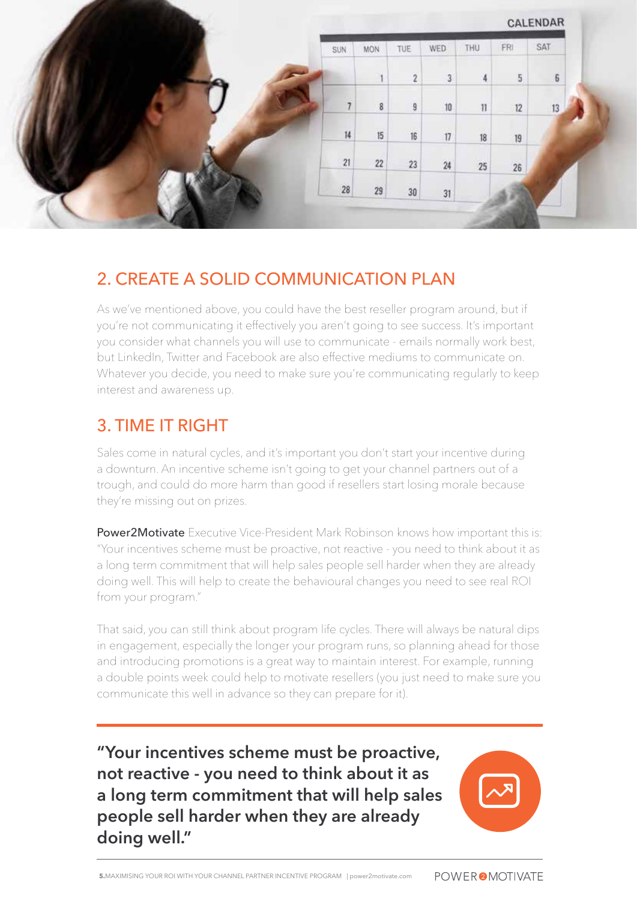## 2. CREATE A SOLID COMMUNICATION PLAN

As we've mentioned above, you could have the best reseller program around, but if you're not communicating it effectively you aren't going to see success. It's important you consider what channels you will use to communicate - emails normally work best, but LinkedIn, Twitter and Facebook are also effective mediums to communicate on. Whatever you decide, you need to make sure you're communicating regularly to keep interest and awareness up.

## 3. TIME IT RIGHT

Sales come in natural cycles, and it's important you don't start your incentive during a downturn. An incentive scheme isn't going to get your channel partners out of a trough, and could do more harm than good if resellers start losing morale because they're missing out on prizes.

**Power2Motivate** Executive Vice-President Mark Robinson knows how important this is: "Your incentives scheme must be proactive, not reactive - you need to think about it as a long term commitment that will help sales people sell harder when they are already doing well. This will help to create the behavioural changes you need to see real ROI from your program."

That said, you can still think about program life cycles. There will always be natural dips in engagement, especially the longer your program runs, so planning ahead for those and introducing promotions is a great way to maintain interest. For example, running a double points week could help to motivate resellers (you just need to make sure you communicate this well in advance so they can prepare for it).

**"Your incentives scheme must be proactive, not reactive - you need to think about it as a long term commitment that will help sales people sell harder when they are already doing well."**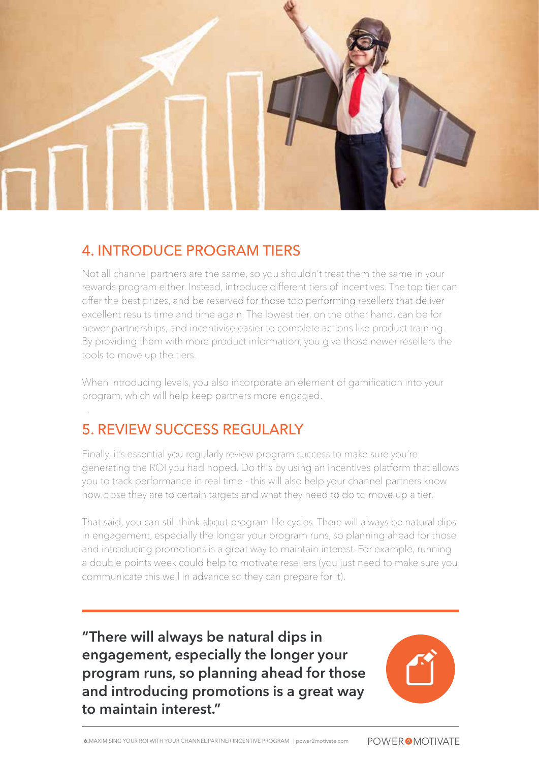## 4. INTRODUCE PROGRAM TIERS

Not all channel partners are the same, so you shouldn't treat them the same in your rewards program either. Instead, introduce different tiers of incentives. The top tier can offer the best prizes, and be reserved for those top performing resellers that deliver excellent results time and time again. The lowest tier, on the other hand, can be for newer partnerships, and incentivise easier to complete actions like product training. By providing them with more product information, you give those newer resellers the tools to move up the tiers.

When introducing levels, you also incorporate an element of gamification into your program, which will help keep partners more engaged.

## 5. REVIEW SUCCESS REGULARLY

Finally, it's essential you regularly review program success to make sure you're generating the ROI you had hoped. Do this by using an incentives platform that allows you to track performance in real time - this will also help your channel partners know how close they are to certain targets and what they need to do to move up a tier.

That said, you can still think about program life cycles. There will always be natural dips in engagement, especially the longer your program runs, so planning ahead for those and introducing promotions is a great way to maintain interest. For example, running a double points week could help to motivate resellers (you just need to make sure you communicate this well in advance so they can prepare for it).

**"There will always be natural dips in engagement, especially the longer your program runs, so planning ahead for those and introducing promotions is a great way to maintain interest."**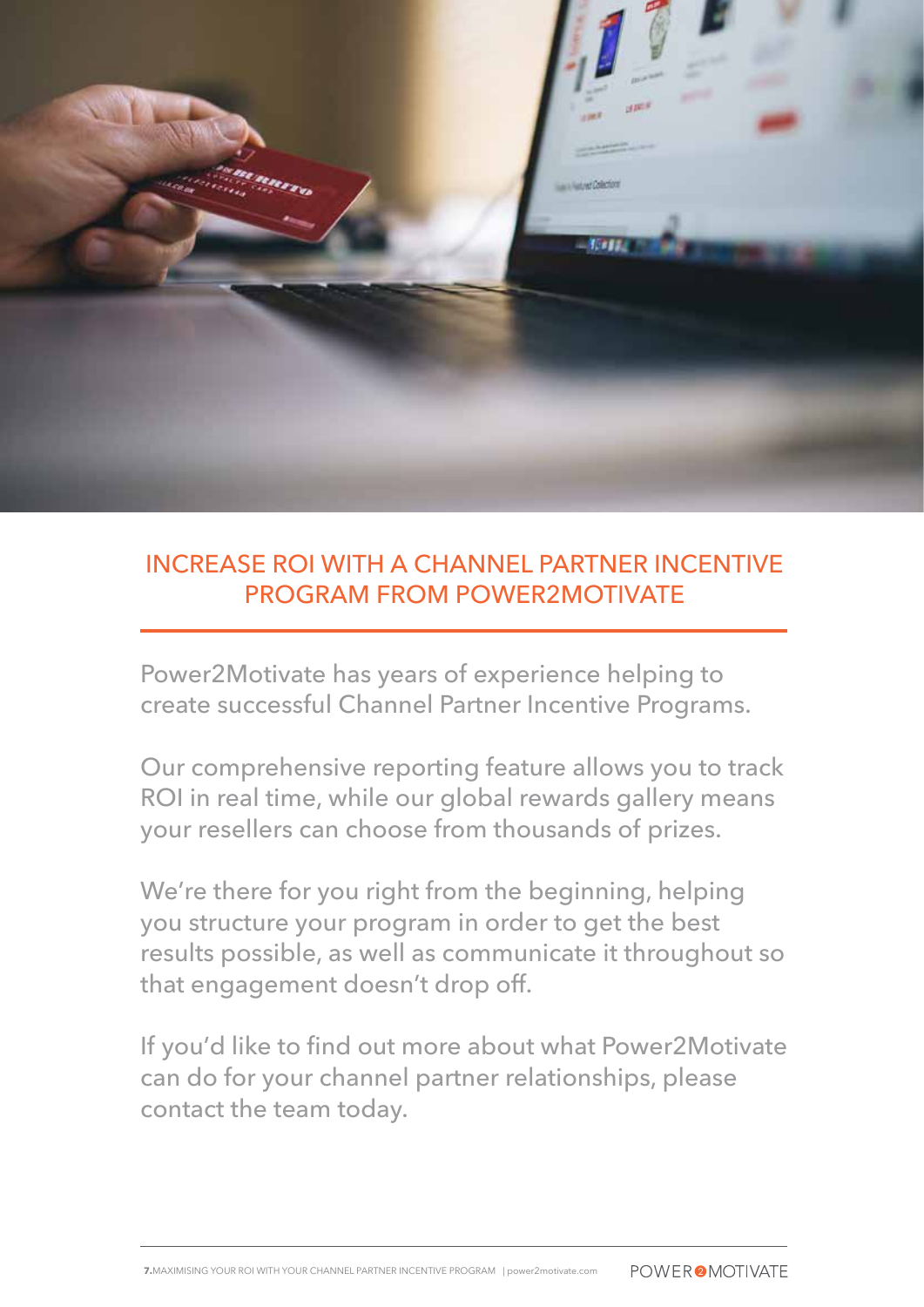## INCREASE ROI WITH A CHANNEL PARTNER INCENTIVE PROGRAM FROM POWER2MOTIVATE

Power2Motivate has years of experience helping to create successful Channel Partner Incentive Programs.

Our comprehensive reporting feature allows you to track ROI in real time, while our global rewards gallery means your resellers can choose from thousands of prizes.

We're there for you right from the beginning, helping you structure your program in order to get the best results possible, as well as communicate it throughout so that engagement doesn't drop off.

If you'd like to find out more about what Power2Motivate can do for your channel partner relationships, please contact the team today.